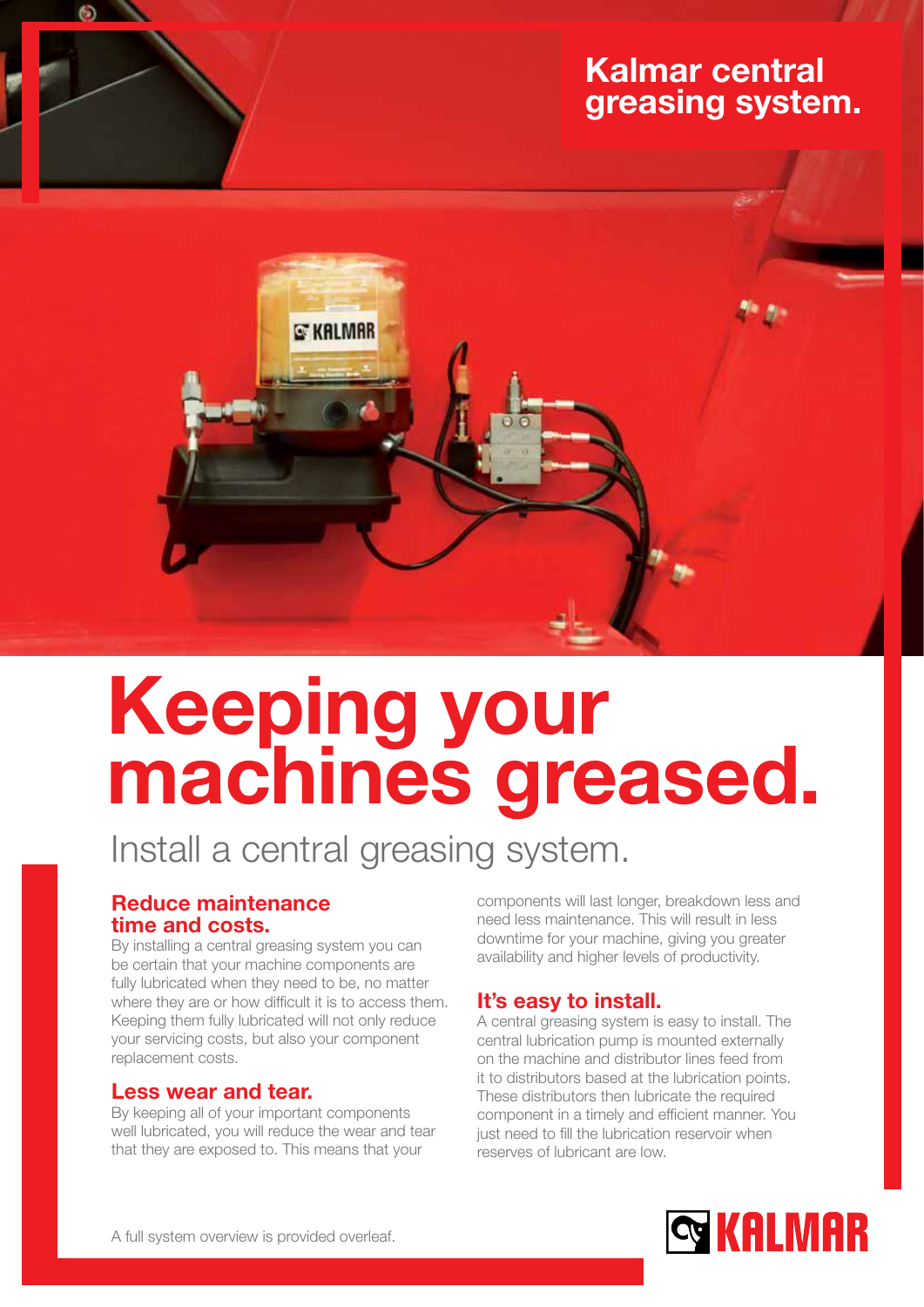## Kalmar central greasing system.

# Keeping your machines greased.

Install a central greasing system.

### Reduce maintenance time and costs.

By installing a central greasing system you can be certain that your machine components are fully lubricated when they need to be, no matter where they are or how difficult it is to access them. Keeping them fully lubricated will not only reduce your servicing costs, but also your component replacement costs.

### Less wear and tear.

By keeping all of your important components well lubricated, you will reduce the wear and tear that they are exposed to. This means that your components will last longer, breakdown less and need less maintenance. This will result in less downtime for your machine, giving you greater availability and higher levels of productivity.

### It's easy to install.

A central greasing system is easy to install. The central lubrication pump is mounted externally on the machine and distributor lines feed from it to distributors based at the lubrication points. These distributors then lubricate the required component in a timely and efficient manner. You just need to fill the lubrication reservoir when reserves of lubricant are low.

A full system overview is provided overleaf.

KALMAR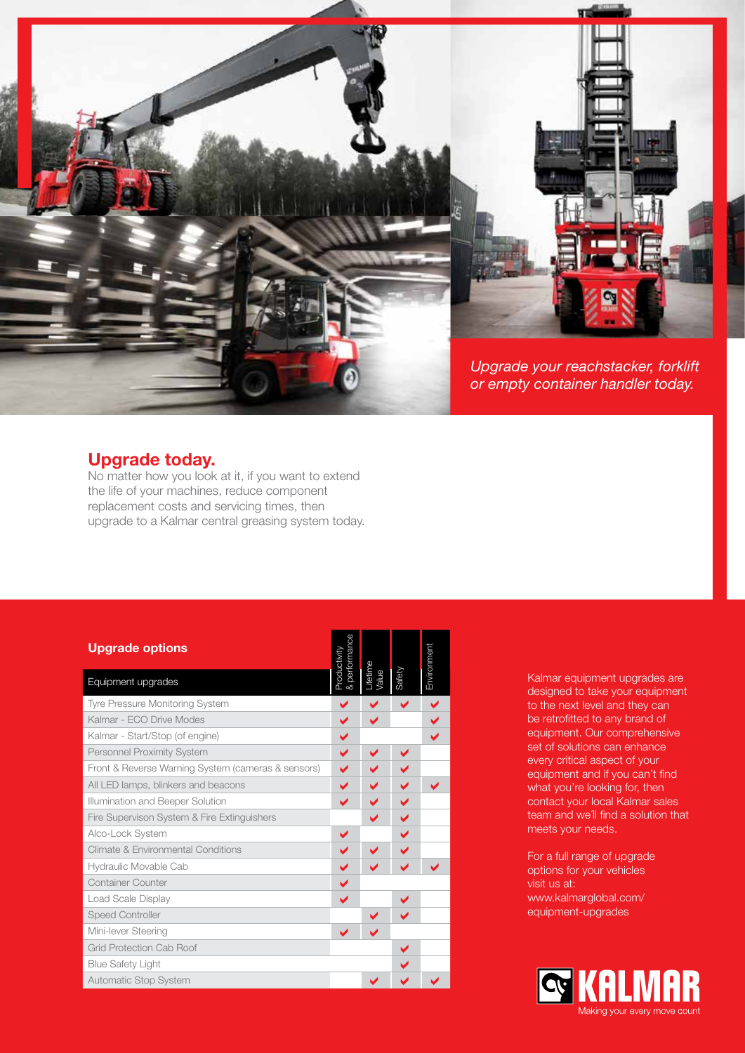*Upgrade your reachstacker, forklift or empty container handler today.*

## Upgrade today.

No matter how you look at it, if you want to extend the life of your machines, reduce component replacement costs and servicing times, then upgrade to a Kalmar central greasing system today.

### Upgrade options

| Equipment upgrades | Productivity & performance | Lifetime Value | Safety | Environment |
|---|---|---|---|---|
| Tyre Pressure Monitoring System | ✔ | ✔ | ✔ | ✔ |
| Kalmar - ECO Drive Modes | ✔ | ✔ | | ✔ |
| Kalmar - Start/Stop (of engine) | ✔ | | | ✔ |
| Personnel Proximity System | ✔ | ✔ | ✔ | |
| Front & Reverse Warning System (cameras & sensors) | ✔ | ✔ | ✔ | |
| All LED lamps, blinkers and beacons | ✔ | ✔ | ✔ | ✔ |
| Illumination and Beeper Solution | ✔ | ✔ | ✔ | |
| Fire Supervison System & Fire Extinguishers | | ✔ | ✔ | |
| Alco-Lock System | ✔ | | ✔ | |
| Climate & Environmental Conditions | ✔ | ✔ | ✔ | |
| Hydraulic Movable Cab | ✔ | ✔ | ✔ | ✔ |
| Container Counter | ✔ | | | |
| Load Scale Display | ✔ | | ✔ | |
| Speed Controller | | ✔ | ✔ | |
| Mini-lever Steering | ✔ | ✔ | | |
| Grid Protection Cab Roof | | | ✔ | |
| Blue Safety Light | | | ✔ | |
| Automatic Stop System | | ✔ | ✔ | ✔ |

Kalmar equipment upgrades are designed to take your equipment to the next level and they can be retrofitted to any brand of equipment. Our comprehensive set of solutions can enhance every critical aspect of your equipment and if you can't find what you're looking for, then contact your local Kalmar sales team and we'll find a solution that meets your needs.

For a full range of upgrade options for your vehicles visit us at: www.kalmarglobal.com/equipment-upgrades

KALMAR

Making your every move count